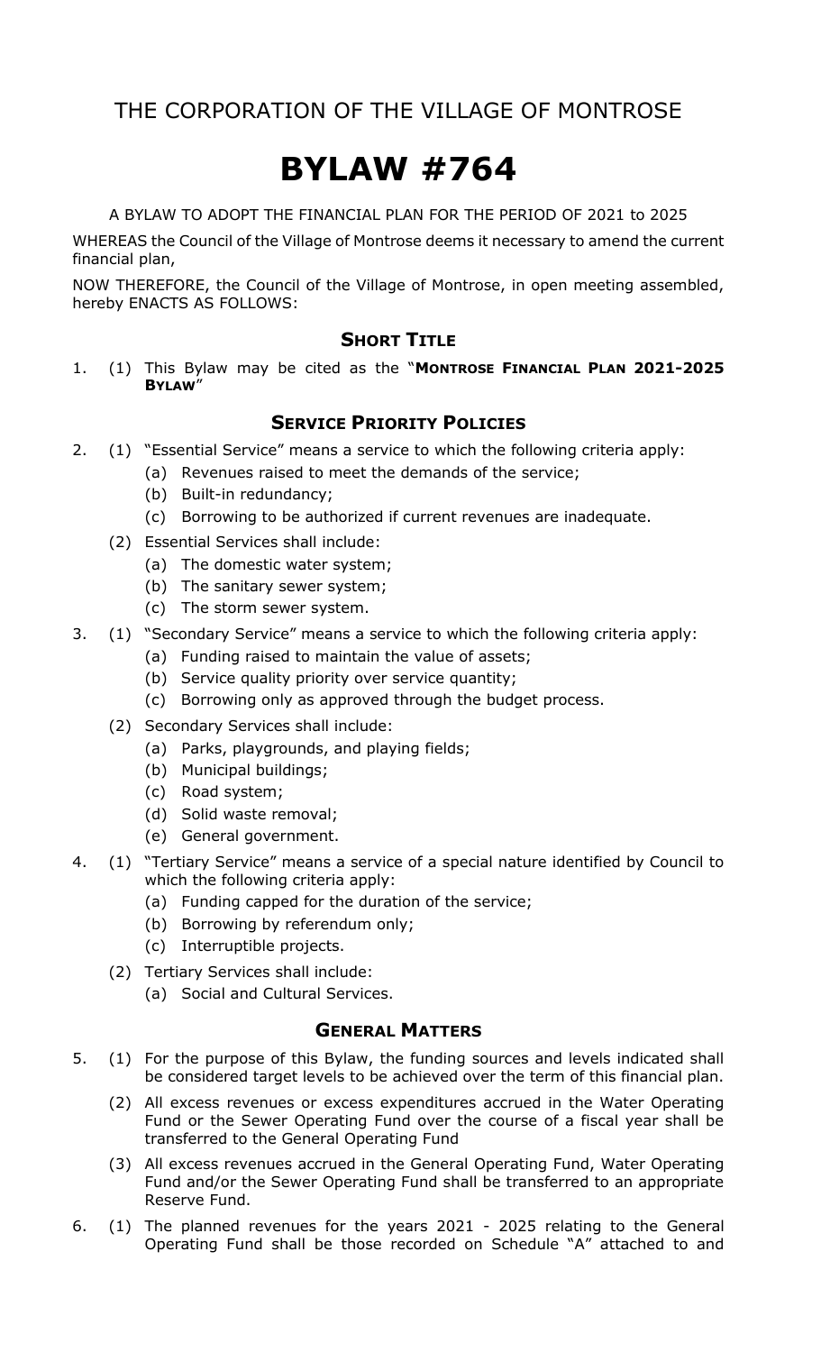## THE CORPORATION OF THE VILLAGE OF MONTROSE

# BYLAW #764

A BYLAW TO ADOPT THE FINANCIAL PLAN FOR THE PERIOD OF 2021 to 2025

WHEREAS the Council of the Village of Montrose deems it necessary to amend the current financial plan,

NOW THEREFORE, the Council of the Village of Montrose, in open meeting assembled, hereby ENACTS AS FOLLOWS:

### SHORT TITLE

1. (1) This Bylaw may be cited as the "**MONTROSE FINANCIAL PLAN 2021-2025 BYLAW**"

### SERVICE PRIORITY POLICIES

2. (1) "Essential Service" means a service to which the following criteria apply:
   - (a) Revenues raised to meet the demands of the service;
   - (b) Built-in redundancy;
   - (c) Borrowing to be authorized if current revenues are inadequate.

   (2) Essential Services shall include:
   - (a) The domestic water system;
   - (b) The sanitary sewer system;
   - (c) The storm sewer system.

3. (1) "Secondary Service" means a service to which the following criteria apply:
   - (a) Funding raised to maintain the value of assets;
   - (b) Service quality priority over service quantity;
   - (c) Borrowing only as approved through the budget process.

   (2) Secondary Services shall include:
   - (a) Parks, playgrounds, and playing fields;
   - (b) Municipal buildings;
   - (c) Road system;
   - (d) Solid waste removal;
   - (e) General government.

4. (1) "Tertiary Service" means a service of a special nature identified by Council to which the following criteria apply:
   - (a) Funding capped for the duration of the service;
   - (b) Borrowing by referendum only;
   - (c) Interruptible projects.

   (2) Tertiary Services shall include:
   - (a) Social and Cultural Services.

### GENERAL MATTERS

5. (1) For the purpose of this Bylaw, the funding sources and levels indicated shall be considered target levels to be achieved over the term of this financial plan.

   (2) All excess revenues or excess expenditures accrued in the Water Operating Fund or the Sewer Operating Fund over the course of a fiscal year shall be transferred to the General Operating Fund

   (3) All excess revenues accrued in the General Operating Fund, Water Operating Fund and/or the Sewer Operating Fund shall be transferred to an appropriate Reserve Fund.

6. (1) The planned revenues for the years 2021 - 2025 relating to the General Operating Fund shall be those recorded on Schedule "A" attached to and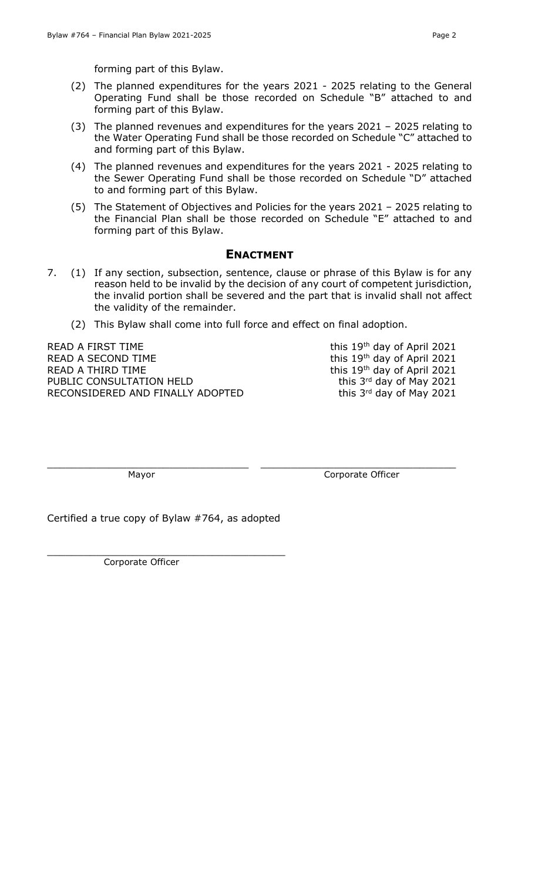forming part of this Bylaw.

(2) The planned expenditures for the years 2021 - 2025 relating to the General Operating Fund shall be those recorded on Schedule "B" attached to and forming part of this Bylaw.

(3) The planned revenues and expenditures for the years 2021 – 2025 relating to the Water Operating Fund shall be those recorded on Schedule "C" attached to and forming part of this Bylaw.

(4) The planned revenues and expenditures for the years 2021 - 2025 relating to the Sewer Operating Fund shall be those recorded on Schedule "D" attached to and forming part of this Bylaw.

(5) The Statement of Objectives and Policies for the years 2021 – 2025 relating to the Financial Plan shall be those recorded on Schedule "E" attached to and forming part of this Bylaw.

## ENACTMENT

7. (1) If any section, subsection, sentence, clause or phrase of this Bylaw is for any reason held to be invalid by the decision of any court of competent jurisdiction, the invalid portion shall be severed and the part that is invalid shall not affect the validity of the remainder.

   (2) This Bylaw shall come into full force and effect on final adoption.

| | |
|---|---|
| READ A FIRST TIME | this 19th day of April 2021 |
| READ A SECOND TIME | this 19th day of April 2021 |
| READ A THIRD TIME | this 19th day of April 2021 |
| PUBLIC CONSULTATION HELD | this 3rd day of May 2021 |
| RECONSIDERED AND FINALLY ADOPTED | this 3rd day of May 2021 |

\_\_\_\_\_\_\_\_\_\_\_\_\_\_\_\_\_\_\_\_\_\_\_\_\_\_\_\_\_\_ Mayor

\_\_\_\_\_\_\_\_\_\_\_\_\_\_\_\_\_\_\_\_\_\_\_\_\_\_\_\_\_\_ Corporate Officer

Certified a true copy of Bylaw #764, as adopted

\_\_\_\_\_\_\_\_\_\_\_\_\_\_\_\_\_\_\_\_\_\_\_\_\_\_\_\_\_\_ Corporate Officer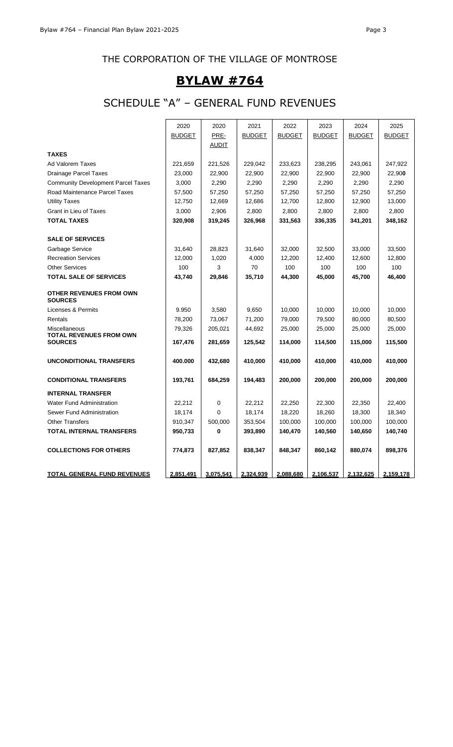# THE CORPORATION OF THE VILLAGE OF MONTROSE

# BYLAW #764

## SCHEDULE "A" – GENERAL FUND REVENUES

| | 2020 BUDGET | 2020 PRE-AUDIT | 2021 BUDGET | 2022 BUDGET | 2023 BUDGET | 2024 BUDGET | 2025 BUDGET |
|---|---|---|---|---|---|---|---|
| **TAXES** | | | | | | | |
| Ad Valorem Taxes | 221,659 | 221,526 | 229,042 | 233,623 | 238,295 | 243,061 | 247,922 |
| Drainage Parcel Taxes | 23,000 | 22,900 | 22,900 | 22,900 | 22,900 | 22,900 | 22,900 |
| Community Development Parcel Taxes | 3,000 | 2,290 | 2,290 | 2,290 | 2,290 | 2,290 | 2,290 |
| Road Maintenance Parcel Taxes | 57,500 | 57,250 | 57,250 | 57,250 | 57,250 | 57,250 | 57,250 |
| Utility Taxes | 12,750 | 12,669 | 12,686 | 12,700 | 12,800 | 12,900 | 13,000 |
| Grant in Lieu of Taxes | 3,000 | 2,906 | 2,800 | 2,800 | 2,800 | 2,800 | 2,800 |
| **TOTAL TAXES** | **320,908** | **319,245** | **326,968** | **331,563** | **336,335** | **341,201** | **348,162** |
| | | | | | | | |
| **SALE OF SERVICES** | | | | | | | |
| Garbage Service | 31,640 | 28,823 | 31,640 | 32,000 | 32,500 | 33,000 | 33,500 |
| Recreation Services | 12,000 | 1,020 | 4,000 | 12,200 | 12,400 | 12,600 | 12,800 |
| Other Services | 100 | 3 | 70 | 100 | 100 | 100 | 100 |
| **TOTAL SALE OF SERVICES** | **43,740** | **29,846** | **35,710** | **44,300** | **45,000** | **45,700** | **46,400** |
| | | | | | | | |
| **OTHER REVENUES FROM OWN SOURCES** | | | | | | | |
| Licenses & Permits | 9.950 | 3,580 | 9,650 | 10,000 | 10,000 | 10,000 | 10,000 |
| Rentals | 78,200 | 73,067 | 71,200 | 79,000 | 79,500 | 80,000 | 80,500 |
| Miscellaneous | 79,326 | 205,021 | 44,692 | 25,000 | 25,000 | 25,000 | 25,000 |
| **TOTAL REVENUES FROM OWN SOURCES** | **167,476** | **281,659** | **125,542** | **114,000** | **114,500** | **115,000** | **115,500** |
| | | | | | | | |
| **UNCONDITIONAL TRANSFERS** | **400.000** | **432,680** | **410,000** | **410,000** | **410,000** | **410,000** | **410,000** |
| | | | | | | | |
| **CONDITIONAL TRANSFERS** | **193,761** | **684,259** | **194,483** | **200,000** | **200,000** | **200,000** | **200,000** |
| | | | | | | | |
| **INTERNAL TRANSFER** | | | | | | | |
| Water Fund Administration | 22,212 | 0 | 22,212 | 22,250 | 22,300 | 22,350 | 22,400 |
| Sewer Fund Administration | 18,174 | 0 | 18,174 | 18,220 | 18,260 | 18,300 | 18,340 |
| Other Transfers | 910,347 | 500,000 | 353,504 | 100,000 | 100,000 | 100,000 | 100,000 |
| **TOTAL INTERNAL TRANSFERS** | **950,733** | **0** | **393,890** | **140,470** | **140,560** | **140,650** | **140,740** |
| | | | | | | | |
| **COLLECTIONS FOR OTHERS** | **774,873** | **827,852** | **838,347** | **848,347** | **860,142** | **880,074** | **898,376** |
| | | | | | | | |
| **TOTAL GENERAL FUND REVENUES** | **2,851,491** | **3,075,541** | **2,324,939** | **2,088,680** | **2,106,537** | **2,132,625** | **2,159,178** |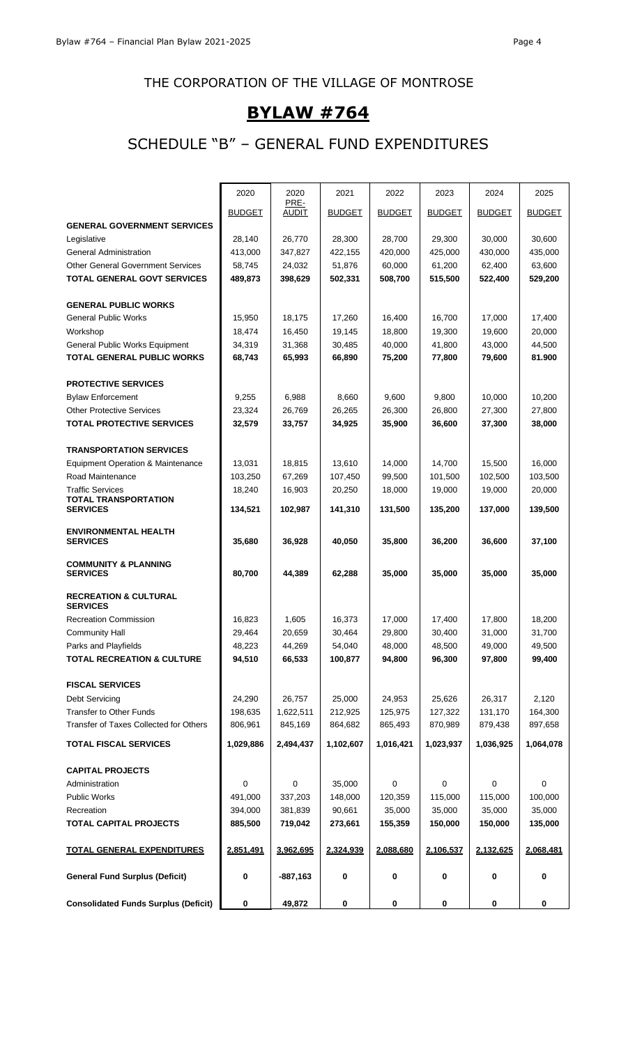THE CORPORATION OF THE VILLAGE OF MONTROSE

# BYLAW #764

## SCHEDULE "B" – GENERAL FUND EXPENDITURES

| | 2020 BUDGET | 2020 PRE-AUDIT | 2021 BUDGET | 2022 BUDGET | 2023 BUDGET | 2024 BUDGET | 2025 BUDGET |
|---|---|---|---|---|---|---|---|
| **GENERAL GOVERNMENT SERVICES** | | | | | | | |
| Legislative | 28,140 | 26,770 | 28,300 | 28,700 | 29,300 | 30,000 | 30,600 |
| General Administration | 413,000 | 347,827 | 422,155 | 420,000 | 425,000 | 430,000 | 435,000 |
| Other General Government Services | 58,745 | 24,032 | 51,876 | 60,000 | 61,200 | 62,400 | 63,600 |
| **TOTAL GENERAL GOVT SERVICES** | **489,873** | **398,629** | **502,331** | **508,700** | **515,500** | **522,400** | **529,200** |
| | | | | | | | |
| **GENERAL PUBLIC WORKS** | | | | | | | |
| General Public Works | 15,950 | 18,175 | 17,260 | 16,400 | 16,700 | 17,000 | 17,400 |
| Workshop | 18,474 | 16,450 | 19,145 | 18,800 | 19,300 | 19,600 | 20,000 |
| General Public Works Equipment | 34,319 | 31,368 | 30,485 | 40,000 | 41,800 | 43,000 | 44,500 |
| **TOTAL GENERAL PUBLIC WORKS** | **68,743** | **65,993** | **66,890** | **75,200** | **77,800** | **79,600** | **81.900** |
| | | | | | | | |
| **PROTECTIVE SERVICES** | | | | | | | |
| Bylaw Enforcement | 9,255 | 6,988 | 8,660 | 9,600 | 9,800 | 10,000 | 10,200 |
| Other Protective Services | 23,324 | 26,769 | 26,265 | 26,300 | 26,800 | 27,300 | 27,800 |
| **TOTAL PROTECTIVE SERVICES** | **32,579** | **33,757** | **34,925** | **35,900** | **36,600** | **37,300** | **38,000** |
| | | | | | | | |
| **TRANSPORTATION SERVICES** | | | | | | | |
| Equipment Operation & Maintenance | 13,031 | 18,815 | 13,610 | 14,000 | 14,700 | 15,500 | 16,000 |
| Road Maintenance | 103,250 | 67,269 | 107,450 | 99,500 | 101,500 | 102,500 | 103,500 |
| Traffic Services | 18,240 | 16,903 | 20,250 | 18,000 | 19,000 | 19,000 | 20,000 |
| **TOTAL TRANSPORTATION SERVICES** | **134,521** | **102,987** | **141,310** | **131,500** | **135,200** | **137,000** | **139,500** |
| | | | | | | | |
| **ENVIRONMENTAL HEALTH SERVICES** | **35,680** | **36,928** | **40,050** | **35,800** | **36,200** | **36,600** | **37,100** |
| | | | | | | | |
| **COMMUNITY & PLANNING SERVICES** | **80,700** | **44,389** | **62,288** | **35,000** | **35,000** | **35,000** | **35,000** |
| | | | | | | | |
| **RECREATION & CULTURAL SERVICES** | | | | | | | |
| Recreation Commission | 16,823 | 1,605 | 16,373 | 17,000 | 17,400 | 17,800 | 18,200 |
| Community Hall | 29,464 | 20,659 | 30,464 | 29,800 | 30,400 | 31,000 | 31,700 |
| Parks and Playfields | 48,223 | 44,269 | 54,040 | 48,000 | 48,500 | 49,000 | 49,500 |
| **TOTAL RECREATION & CULTURE** | **94,510** | **66,533** | **100,877** | **94,800** | **96,300** | **97,800** | **99,400** |
| | | | | | | | |
| **FISCAL SERVICES** | | | | | | | |
| Debt Servicing | 24,290 | 26,757 | 25,000 | 24,953 | 25,626 | 26,317 | 2,120 |
| Transfer to Other Funds | 198,635 | 1,622,511 | 212,925 | 125,975 | 127,322 | 131,170 | 164,300 |
| Transfer of Taxes Collected for Others | 806,961 | 845,169 | 864,682 | 865,493 | 870,989 | 879,438 | 897,658 |
| **TOTAL FISCAL SERVICES** | **1,029,886** | **2,494,437** | **1,102,607** | **1,016,421** | **1,023,937** | **1,036,925** | **1,064,078** |
| | | | | | | | |
| **CAPITAL PROJECTS** | | | | | | | |
| Administration | 0 | 0 | 35,000 | 0 | 0 | 0 | 0 |
| Public Works | 491,000 | 337,203 | 148,000 | 120,359 | 115,000 | 115,000 | 100,000 |
| Recreation | 394,000 | 381,839 | 90,661 | 35,000 | 35,000 | 35,000 | 35,000 |
| **TOTAL CAPITAL PROJECTS** | **885,500** | **719,042** | **273,661** | **155,359** | **150,000** | **150,000** | **135,000** |
| | | | | | | | |
| **TOTAL GENERAL EXPENDITURES** | **2,851,491** | **3,962,695** | **2,324,939** | **2,088,680** | **2,106,537** | **2,132,625** | **2,068,481** |
| | | | | | | | |
| **General Fund Surplus (Deficit)** | **0** | **-887,163** | **0** | **0** | **0** | **0** | **0** |
| | | | | | | | |
| **Consolidated Funds Surplus (Deficit)** | **0** | **49,872** | **0** | **0** | **0** | **0** | **0** |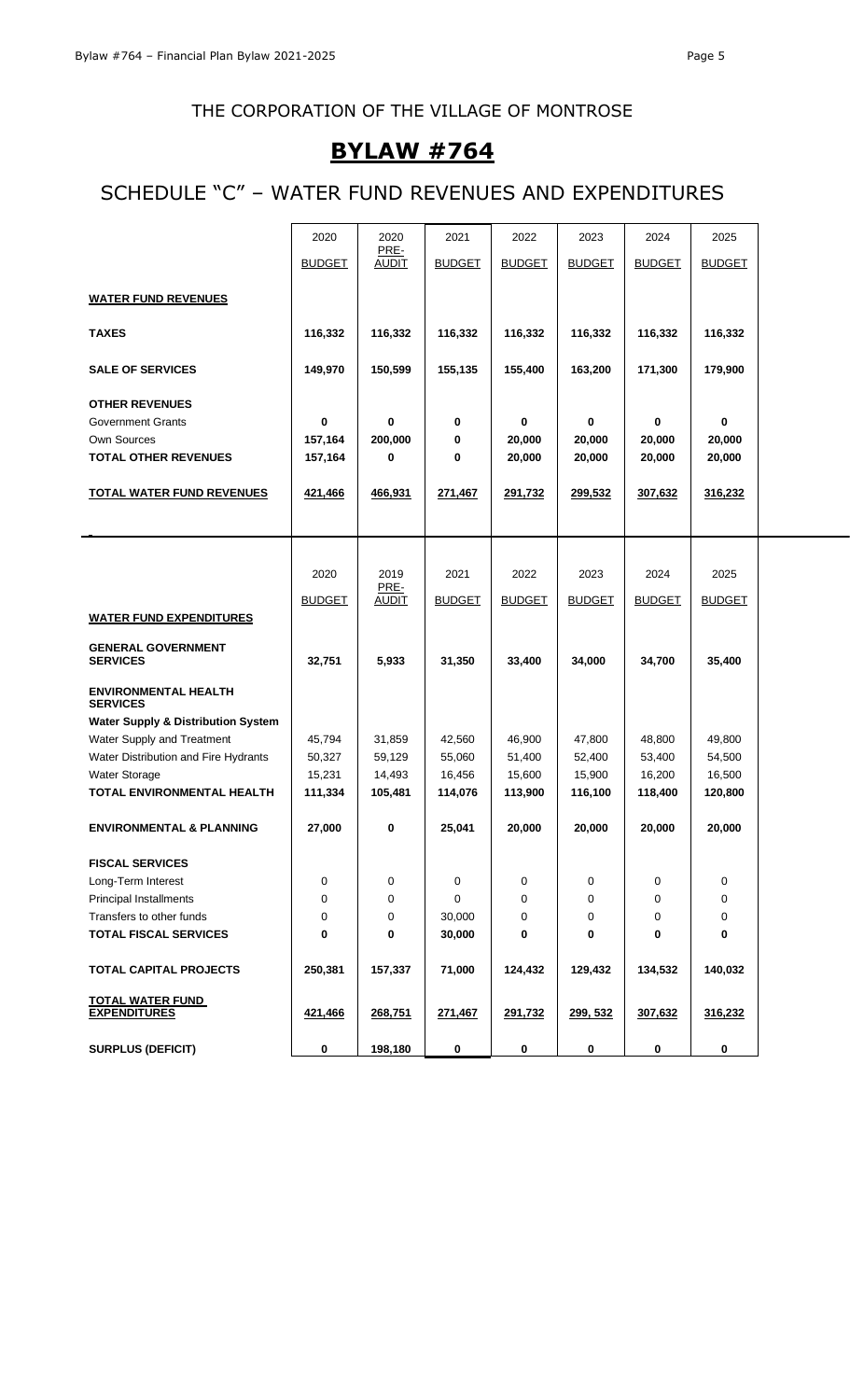## THE CORPORATION OF THE VILLAGE OF MONTROSE

# BYLAW #764

## SCHEDULE "C" – WATER FUND REVENUES AND EXPENDITURES

| | 2020 BUDGET | 2020 PRE-AUDIT | 2021 BUDGET | 2022 BUDGET | 2023 BUDGET | 2024 BUDGET | 2025 BUDGET |
|---|---|---|---|---|---|---|---|
| **WATER FUND REVENUES** | | | | | | | |
| **TAXES** | **116,332** | **116,332** | **116,332** | **116,332** | **116,332** | **116,332** | **116,332** |
| **SALE OF SERVICES** | **149,970** | **150,599** | **155,135** | **155,400** | **163,200** | **171,300** | **179,900** |
| **OTHER REVENUES** | | | | | | | |
| Government Grants | **0** | **0** | **0** | **0** | **0** | **0** | **0** |
| Own Sources | **157,164** | **200,000** | **0** | **20,000** | **20,000** | **20,000** | **20,000** |
| **TOTAL OTHER REVENUES** | **157,164** | **0** | **0** | **20,000** | **20,000** | **20,000** | **20,000** |
| **TOTAL WATER FUND REVENUES** | **421,466** | **466,931** | **271,467** | **291,732** | **299,532** | **307,632** | **316,232** |

| | 2020 BUDGET | 2019 PRE-AUDIT | 2021 BUDGET | 2022 BUDGET | 2023 BUDGET | 2024 BUDGET | 2025 BUDGET |
|---|---|---|---|---|---|---|---|
| **WATER FUND EXPENDITURES** | | | | | | | |
| **GENERAL GOVERNMENT SERVICES** | **32,751** | **5,933** | **31,350** | **33,400** | **34,000** | **34,700** | **35,400** |
| **ENVIRONMENTAL HEALTH SERVICES** | | | | | | | |
| **Water Supply & Distribution System** | | | | | | | |
| Water Supply and Treatment | 45,794 | 31,859 | 42,560 | 46,900 | 47,800 | 48,800 | 49,800 |
| Water Distribution and Fire Hydrants | 50,327 | 59,129 | 55,060 | 51,400 | 52,400 | 53,400 | 54,500 |
| Water Storage | 15,231 | 14,493 | 16,456 | 15,600 | 15,900 | 16,200 | 16,500 |
| **TOTAL ENVIRONMENTAL HEALTH** | **111,334** | **105,481** | **114,076** | **113,900** | **116,100** | **118,400** | **120,800** |
| **ENVIRONMENTAL & PLANNING** | **27,000** | **0** | **25,041** | **20,000** | **20,000** | **20,000** | **20,000** |
| **FISCAL SERVICES** | | | | | | | |
| Long-Term Interest | 0 | 0 | 0 | 0 | 0 | 0 | 0 |
| Principal Installments | 0 | 0 | 0 | 0 | 0 | 0 | 0 |
| Transfers to other funds | 0 | 0 | 30,000 | 0 | 0 | 0 | 0 |
| **TOTAL FISCAL SERVICES** | **0** | **0** | **30,000** | **0** | **0** | **0** | **0** |
| **TOTAL CAPITAL PROJECTS** | **250,381** | **157,337** | **71,000** | **124,432** | **129,432** | **134,532** | **140,032** |
| **TOTAL WATER FUND EXPENDITURES** | **421,466** | **268,751** | **271,467** | **291,732** | **299, 532** | **307,632** | **316,232** |
| **SURPLUS (DEFICIT)** | **0** | **198,180** | **0** | **0** | **0** | **0** | **0** |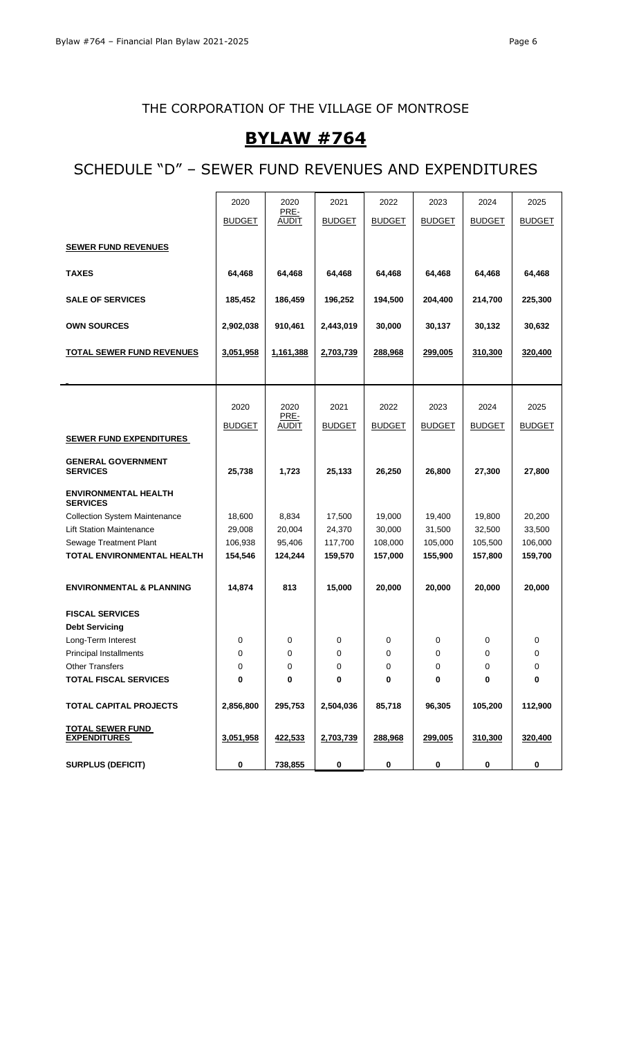## THE CORPORATION OF THE VILLAGE OF MONTROSE

# BYLAW #764

## SCHEDULE "D" – SEWER FUND REVENUES AND EXPENDITURES

| | 2020 BUDGET | 2020 PRE-AUDIT | 2021 BUDGET | 2022 BUDGET | 2023 BUDGET | 2024 BUDGET | 2025 BUDGET |
|---|---|---|---|---|---|---|---|
| **SEWER FUND REVENUES** | | | | | | | |
| **TAXES** | **64,468** | **64,468** | **64,468** | **64,468** | **64,468** | **64,468** | **64,468** |
| **SALE OF SERVICES** | **185,452** | **186,459** | **196,252** | **194,500** | **204,400** | **214,700** | **225,300** |
| **OWN SOURCES** | **2,902,038** | **910,461** | **2,443,019** | **30,000** | **30,137** | **30,132** | **30,632** |
| **TOTAL SEWER FUND REVENUES** | **3,051,958** | **1,161,388** | **2,703,739** | **288,968** | **299,005** | **310,300** | **320,400** |

| | 2020 BUDGET | 2020 PRE-AUDIT | 2021 BUDGET | 2022 BUDGET | 2023 BUDGET | 2024 BUDGET | 2025 BUDGET |
|---|---|---|---|---|---|---|---|
| **SEWER FUND EXPENDITURES** | | | | | | | |
| **GENERAL GOVERNMENT SERVICES** | **25,738** | **1,723** | **25,133** | **26,250** | **26,800** | **27,300** | **27,800** |
| **ENVIRONMENTAL HEALTH SERVICES** | | | | | | | |
| Collection System Maintenance | 18,600 | 8,834 | 17,500 | 19,000 | 19,400 | 19,800 | 20,200 |
| Lift Station Maintenance | 29,008 | 20,004 | 24,370 | 30,000 | 31,500 | 32,500 | 33,500 |
| Sewage Treatment Plant | 106,938 | 95,406 | 117,700 | 108,000 | 105,000 | 105,500 | 106,000 |
| **TOTAL ENVIRONMENTAL HEALTH** | **154,546** | **124,244** | **159,570** | **157,000** | **155,900** | **157,800** | **159,700** |
| **ENVIRONMENTAL & PLANNING** | **14,874** | **813** | **15,000** | **20,000** | **20,000** | **20,000** | **20,000** |
| **FISCAL SERVICES** | | | | | | | |
| **Debt Servicing** | | | | | | | |
| Long-Term Interest | 0 | 0 | 0 | 0 | 0 | 0 | 0 |
| Principal Installments | 0 | 0 | 0 | 0 | 0 | 0 | 0 |
| Other Transfers | 0 | 0 | 0 | 0 | 0 | 0 | 0 |
| **TOTAL FISCAL SERVICES** | **0** | **0** | **0** | **0** | **0** | **0** | **0** |
| **TOTAL CAPITAL PROJECTS** | **2,856,800** | **295,753** | **2,504,036** | **85,718** | **96,305** | **105,200** | **112,900** |
| **TOTAL SEWER FUND EXPENDITURES** | **3,051,958** | **422,533** | **2,703,739** | **288,968** | **299,005** | **310,300** | **320,400** |
| **SURPLUS (DEFICIT)** | **0** | **738,855** | **0** | **0** | **0** | **0** | **0** |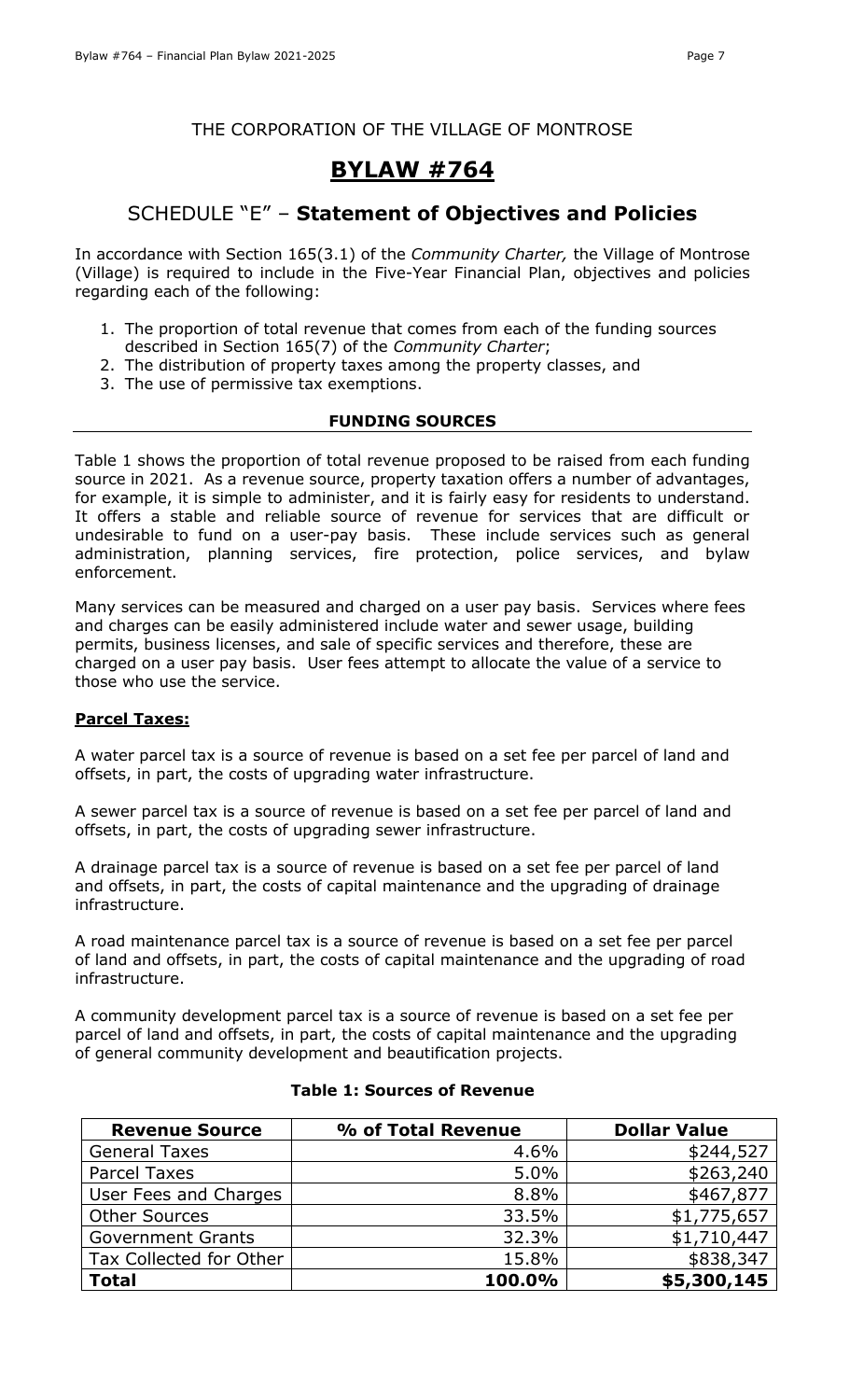THE CORPORATION OF THE VILLAGE OF MONTROSE

# BYLAW #764

## SCHEDULE "E" – **Statement of Objectives and Policies**

In accordance with Section 165(3.1) of the *Community Charter,* the Village of Montrose (Village) is required to include in the Five-Year Financial Plan, objectives and policies regarding each of the following:

1. The proportion of total revenue that comes from each of the funding sources described in Section 165(7) of the *Community Charter*;
2. The distribution of property taxes among the property classes, and
3. The use of permissive tax exemptions.

### FUNDING SOURCES

Table 1 shows the proportion of total revenue proposed to be raised from each funding source in 2021. As a revenue source, property taxation offers a number of advantages, for example, it is simple to administer, and it is fairly easy for residents to understand. It offers a stable and reliable source of revenue for services that are difficult or undesirable to fund on a user-pay basis. These include services such as general administration, planning services, fire protection, police services, and bylaw enforcement.

Many services can be measured and charged on a user pay basis. Services where fees and charges can be easily administered include water and sewer usage, building permits, business licenses, and sale of specific services and therefore, these are charged on a user pay basis. User fees attempt to allocate the value of a service to those who use the service.

**Parcel Taxes:**

A water parcel tax is a source of revenue is based on a set fee per parcel of land and offsets, in part, the costs of upgrading water infrastructure.

A sewer parcel tax is a source of revenue is based on a set fee per parcel of land and offsets, in part, the costs of upgrading sewer infrastructure.

A drainage parcel tax is a source of revenue is based on a set fee per parcel of land and offsets, in part, the costs of capital maintenance and the upgrading of drainage infrastructure.

A road maintenance parcel tax is a source of revenue is based on a set fee per parcel of land and offsets, in part, the costs of capital maintenance and the upgrading of road infrastructure.

A community development parcel tax is a source of revenue is based on a set fee per parcel of land and offsets, in part, the costs of capital maintenance and the upgrading of general community development and beautification projects.

**Table 1: Sources of Revenue**

| Revenue Source | % of Total Revenue | Dollar Value |
|---|---:|---:|
| General Taxes | 4.6% | $244,527 |
| Parcel Taxes | 5.0% | $263,240 |
| User Fees and Charges | 8.8% | $467,877 |
| Other Sources | 33.5% | $1,775,657 |
| Government Grants | 32.3% | $1,710,447 |
| Tax Collected for Other | 15.8% | $838,347 |
| **Total** | **100.0%** | **$5,300,145** |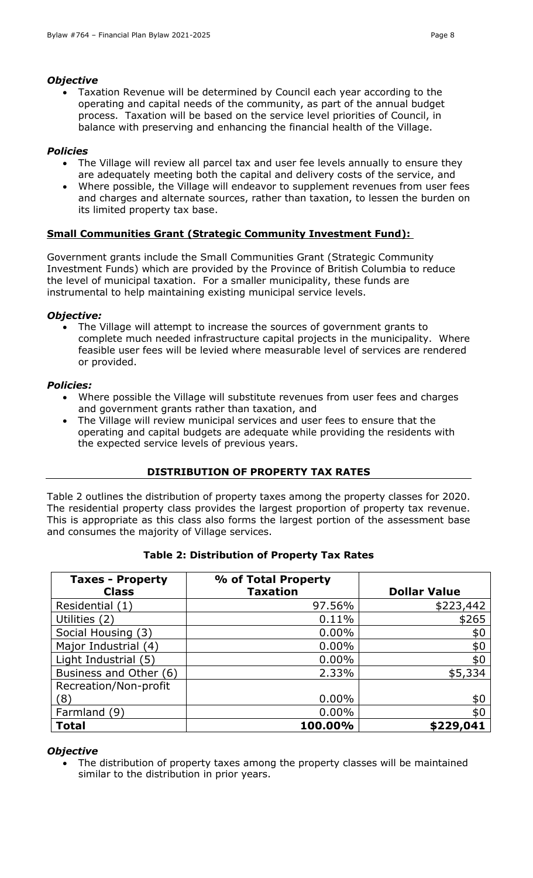### *Objective*

- Taxation Revenue will be determined by Council each year according to the operating and capital needs of the community, as part of the annual budget process. Taxation will be based on the service level priorities of Council, in balance with preserving and enhancing the financial health of the Village.

### *Policies*

- The Village will review all parcel tax and user fee levels annually to ensure they are adequately meeting both the capital and delivery costs of the service, and
- Where possible, the Village will endeavor to supplement revenues from user fees and charges and alternate sources, rather than taxation, to lessen the burden on its limited property tax base.

## **Small Communities Grant (Strategic Community Investment Fund):**

Government grants include the Small Communities Grant (Strategic Community Investment Funds) which are provided by the Province of British Columbia to reduce the level of municipal taxation. For a smaller municipality, these funds are instrumental to help maintaining existing municipal service levels.

### *Objective:*

- The Village will attempt to increase the sources of government grants to complete much needed infrastructure capital projects in the municipality. Where feasible user fees will be levied where measurable level of services are rendered or provided.

### *Policies:*

- Where possible the Village will substitute revenues from user fees and charges and government grants rather than taxation, and
- The Village will review municipal services and user fees to ensure that the operating and capital budgets are adequate while providing the residents with the expected service levels of previous years.

## **DISTRIBUTION OF PROPERTY TAX RATES**

Table 2 outlines the distribution of property taxes among the property classes for 2020. The residential property class provides the largest proportion of property tax revenue. This is appropriate as this class also forms the largest portion of the assessment base and consumes the majority of Village services.

**Table 2: Distribution of Property Tax Rates**

| Taxes - Property Class | % of Total Property Taxation | Dollar Value |
|---|---|---|
| Residential (1) | 97.56% | $223,442 |
| Utilities (2) | 0.11% | $265 |
| Social Housing (3) | 0.00% | $0 |
| Major Industrial (4) | 0.00% | $0 |
| Light Industrial (5) | 0.00% | $0 |
| Business and Other (6) | 2.33% | $5,334 |
| Recreation/Non-profit (8) | 0.00% | $0 |
| Farmland (9) | 0.00% | $0 |
| **Total** | **100.00%** | **$229,041** |

### *Objective*

- The distribution of property taxes among the property classes will be maintained similar to the distribution in prior years.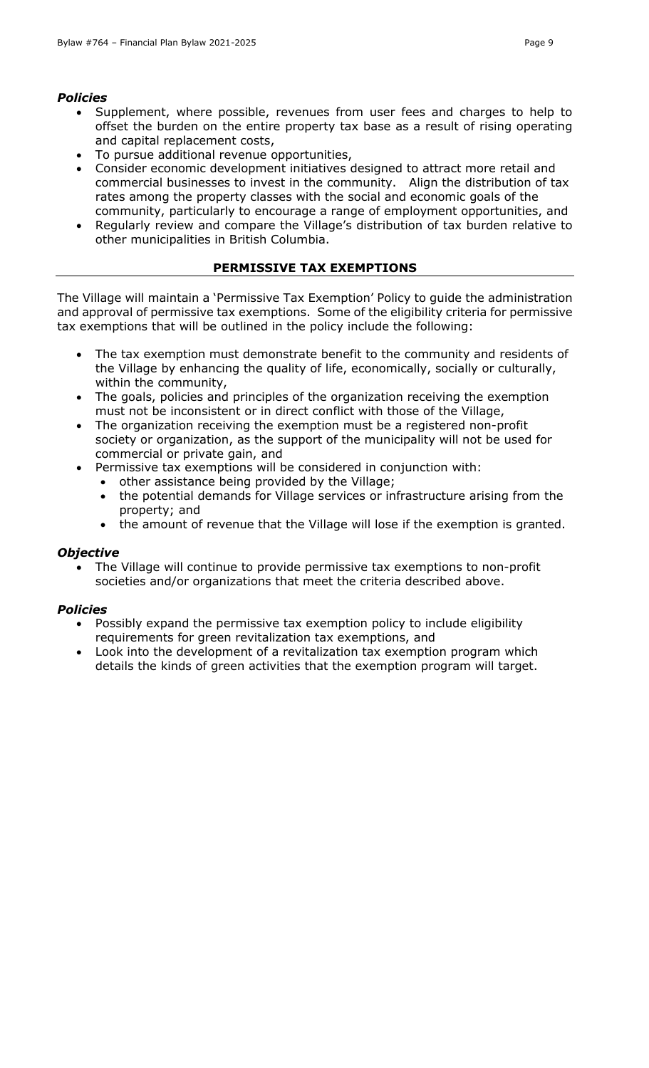### *Policies*

- Supplement, where possible, revenues from user fees and charges to help to offset the burden on the entire property tax base as a result of rising operating and capital replacement costs,
- To pursue additional revenue opportunities,
- Consider economic development initiatives designed to attract more retail and commercial businesses to invest in the community. Align the distribution of tax rates among the property classes with the social and economic goals of the community, particularly to encourage a range of employment opportunities, and
- Regularly review and compare the Village's distribution of tax burden relative to other municipalities in British Columbia.

## PERMISSIVE TAX EXEMPTIONS

The Village will maintain a 'Permissive Tax Exemption' Policy to guide the administration and approval of permissive tax exemptions. Some of the eligibility criteria for permissive tax exemptions that will be outlined in the policy include the following:

- The tax exemption must demonstrate benefit to the community and residents of the Village by enhancing the quality of life, economically, socially or culturally, within the community,
- The goals, policies and principles of the organization receiving the exemption must not be inconsistent or in direct conflict with those of the Village,
- The organization receiving the exemption must be a registered non-profit society or organization, as the support of the municipality will not be used for commercial or private gain, and
- Permissive tax exemptions will be considered in conjunction with:
  - other assistance being provided by the Village;
  - the potential demands for Village services or infrastructure arising from the property; and
  - the amount of revenue that the Village will lose if the exemption is granted.

### *Objective*

- The Village will continue to provide permissive tax exemptions to non-profit societies and/or organizations that meet the criteria described above.

### *Policies*

- Possibly expand the permissive tax exemption policy to include eligibility requirements for green revitalization tax exemptions, and
- Look into the development of a revitalization tax exemption program which details the kinds of green activities that the exemption program will target.